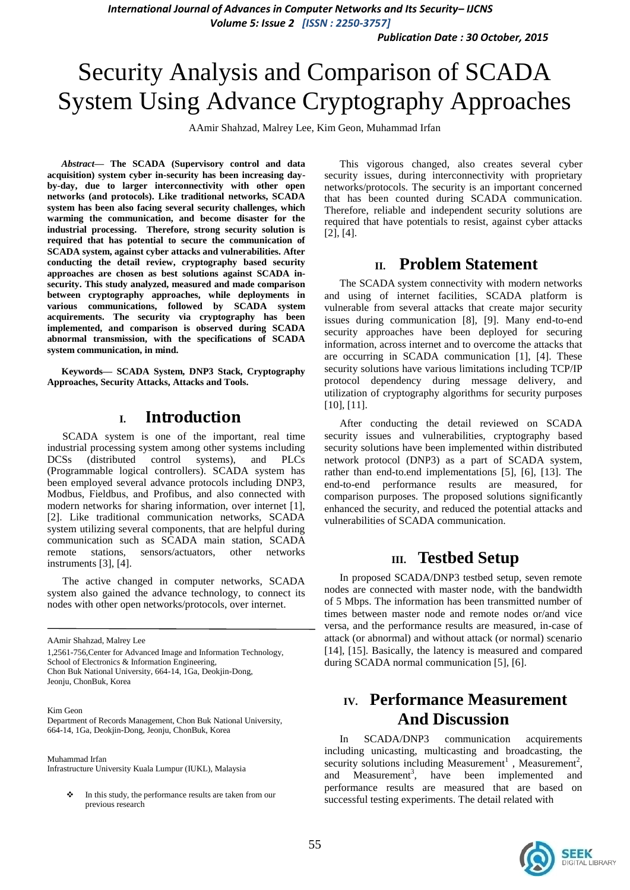# Security Analysis and Comparison of SCADA System Using Advance Cryptography Approaches

AAmir Shahzad, Malrey Lee, Kim Geon, Muhammad Irfan

***Abstract*— The SCADA (Supervisory control and data acquisition) system cyber in-security has been increasing day-by-day, due to larger interconnectivity with other open networks (and protocols). Like traditional networks, SCADA system has been also facing several security challenges, which warming the communication, and become disaster for the industrial processing. Therefore, strong security solution is required that has potential to secure the communication of SCADA system, against cyber attacks and vulnerabilities. After conducting the detail review, cryptography based security approaches are chosen as best solutions against SCADA in-security. This study analyzed, measured and made comparison between cryptography approaches, while deployments in various communications, followed by SCADA system acquirements. The security via cryptography has been implemented, and comparison is observed during SCADA abnormal transmission, with the specifications of SCADA system communication, in mind.**

**Keywords— SCADA System, DNP3 Stack, Cryptography Approaches, Security Attacks, Attacks and Tools.**

## I. Introduction

SCADA system is one of the important, real time industrial processing system among other systems including DCSs (distributed control systems), and PLCs (Programmable logical controllers). SCADA system has been employed several advance protocols including DNP3, Modbus, Fieldbus, and Profibus, and also connected with modern networks for sharing information, over internet [1], [2]. Like traditional communication networks, SCADA system utilizing several components, that are helpful during communication such as SCADA main station, SCADA remote stations, sensors/actuators, other networks instruments [3], [4].

The active changed in computer networks, SCADA system also gained the advance technology, to connect its nodes with other open networks/protocols, over internet.

AAmir Shahzad, Malrey Lee

1,2561-756,Center for Advanced Image and Information Technology, School of Electronics & Information Engineering, Chon Buk National University, 664-14, 1Ga, Deokjin-Dong, Jeonju, ChonBuk, Korea

Kim Geon

Department of Records Management, Chon Buk National University, 664-14, 1Ga, Deokjin-Dong, Jeonju, ChonBuk, Korea

Muhammad Irfan

Infrastructure University Kuala Lumpur (IUKL), Malaysia

- In this study, the performance results are taken from our previous research

This vigorous changed, also creates several cyber security issues, during interconnectivity with proprietary networks/protocols. The security is an important concerned that has been counted during SCADA communication. Therefore, reliable and independent security solutions are required that have potentials to resist, against cyber attacks [2], [4].

## II. Problem Statement

The SCADA system connectivity with modern networks and using of internet facilities, SCADA platform is vulnerable from several attacks that create major security issues during communication [8], [9]. Many end-to-end security approaches have been deployed for securing information, across internet and to overcome the attacks that are occurring in SCADA communication [1], [4]. These security solutions have various limitations including TCP/IP protocol dependency during message delivery, and utilization of cryptography algorithms for security purposes [10], [11].

After conducting the detail reviewed on SCADA security issues and vulnerabilities, cryptography based security solutions have been implemented within distributed network protocol (DNP3) as a part of SCADA system, rather than end-to.end implementations [5], [6], [13]. The end-to-end performance results are measured, for comparison purposes. The proposed solutions significantly enhanced the security, and reduced the potential attacks and vulnerabilities of SCADA communication.

## III. Testbed Setup

In proposed SCADA/DNP3 testbed setup, seven remote nodes are connected with master node, with the bandwidth of 5 Mbps. The information has been transmitted number of times between master node and remote nodes or/and vice versa, and the performance results are measured, in-case of attack (or abnormal) and without attack (or normal) scenario [14], [15]. Basically, the latency is measured and compared during SCADA normal communication [5], [6].

## IV. Performance Measurement And Discussion

In SCADA/DNP3 communication acquirements including unicasting, multicasting and broadcasting, the security solutions including Measurement[1], Measurement[2], and Measurement[3], have been implemented and performance results are measured that are based on successful testing experiments. The detail related with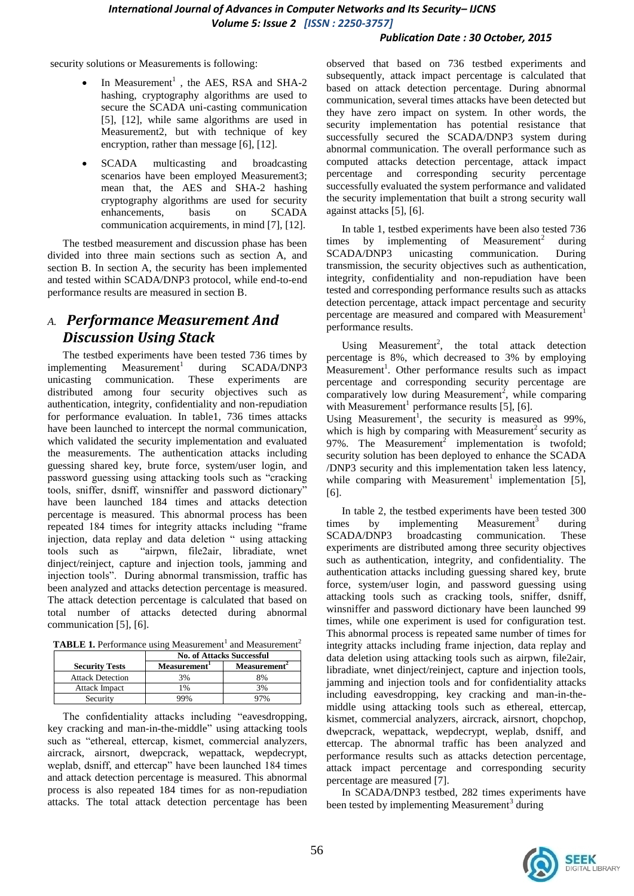security solutions or Measurements is following:

- In Measurement[1] , the AES, RSA and SHA-2 hashing, cryptography algorithms are used to secure the SCADA uni-casting communication [5], [12], while same algorithms are used in Measurement2, but with technique of key encryption, rather than message [6], [12].
- SCADA multicasting and broadcasting scenarios have been employed Measurement3; mean that, the AES and SHA-2 hashing cryptography algorithms are used for security enhancements, basis on SCADA communication acquirements, in mind [7], [12].

The testbed measurement and discussion phase has been divided into three main sections such as section A, and section B. In section A, the security has been implemented and tested within SCADA/DNP3 protocol, while end-to-end performance results are measured in section B.

## A. *Performance Measurement And Discussion Using Stack*

The testbed experiments have been tested 736 times by implementing Measurement[1] during SCADA/DNP3 unicasting communication. These experiments are distributed among four security objectives such as authentication, integrity, confidentiality and non-repudiation for performance evaluation. In table1, 736 times attacks have been launched to intercept the normal communication, which validated the security implementation and evaluated the measurements. The authentication attacks including guessing shared key, brute force, system/user login, and password guessing using attacking tools such as "cracking tools, sniffer, dsniff, winsniffer and password dictionary" have been launched 184 times and attacks detection percentage is measured. This abnormal process has been repeated 184 times for integrity attacks including "frame injection, data replay and data deletion " using attacking tools such as "airpwn, file2air, libradiate, wnet dinject/reinject, capture and injection tools, jamming and injection tools". During abnormal transmission, traffic has been analyzed and attacks detection percentage is measured. The attack detection percentage is calculated that based on total number of attacks detected during abnormal communication [5], [6].

**TABLE 1.** Performance using Measurement[1] and Measurement[2]

| Security Tests | No. of Attacks Successful | |
|---|---|---|
| | Measurement[1] | Measurement[2] |
| Attack Detection | 3% | 8% |
| Attack Impact | 1% | 3% |
| Security | 99% | 97% |

The confidentiality attacks including "eavesdropping, key cracking and man-in-the-middle" using attacking tools such as "ethereal, ettercap, kismet, commercial analyzers, aircrack, airsnort, dwepcrack, wepattack, wepdecrypt, weplab, dsniff, and ettercap" have been launched 184 times and attack detection percentage is measured. This abnormal process is also repeated 184 times for as non-repudiation attacks. The total attack detection percentage has been observed that based on 736 testbed experiments and subsequently, attack impact percentage is calculated that based on attack detection percentage. During abnormal communication, several times attacks have been detected but they have zero impact on system. In other words, the security implementation has potential resistance that successfully secured the SCADA/DNP3 system during abnormal communication. The overall performance such as computed attacks detection percentage, attack impact percentage and corresponding security percentage successfully evaluated the system performance and validated the security implementation that built a strong security wall against attacks [5], [6].

In table 1, testbed experiments have been also tested 736 times by implementing of Measurement[2] during SCADA/DNP3 unicasting communication. During transmission, the security objectives such as authentication, integrity, confidentiality and non-repudiation have been tested and corresponding performance results such as attacks detection percentage, attack impact percentage and security percentage are measured and compared with Measurement[1] performance results.

Using Measurement[2], the total attack detection percentage is 8%, which decreased to 3% by employing Measurement[1]. Other performance results such as impact percentage and corresponding security percentage are comparatively low during Measurement[2], while comparing with Measurement[1] performance results [5], [6].
Using Measurement[1], the security is measured as 99%, which is high by comparing with Measurement[2] security as 97%. The Measurement[2] implementation is twofold; security solution has been deployed to enhance the SCADA /DNP3 security and this implementation taken less latency, while comparing with Measurement[1] implementation [5], [6].

In table 2, the testbed experiments have been tested 300 times by implementing Measurement[3] during SCADA/DNP3 broadcasting communication. These experiments are distributed among three security objectives such as authentication, integrity, and confidentiality. The authentication attacks including guessing shared key, brute force, system/user login, and password guessing using attacking tools such as cracking tools, sniffer, dsniff, winsniffer and password dictionary have been launched 99 times, while one experiment is used for configuration test. This abnormal process is repeated same number of times for integrity attacks including frame injection, data replay and data deletion using attacking tools such as airpwn, file2air, libradiate, wnet dinject/reinject, capture and injection tools, jamming and injection tools and for confidentiality attacks including eavesdropping, key cracking and man-in-the-middle using attacking tools such as ethereal, ettercap, kismet, commercial analyzers, aircrack, airsnort, chopchop, dwepcrack, wepattack, wepdecrypt, weplab, dsniff, and ettercap. The abnormal traffic has been analyzed and performance results such as attacks detection percentage, attack impact percentage and corresponding security percentage are measured [7].

In SCADA/DNP3 testbed, 282 times experiments have been tested by implementing Measurement[3] during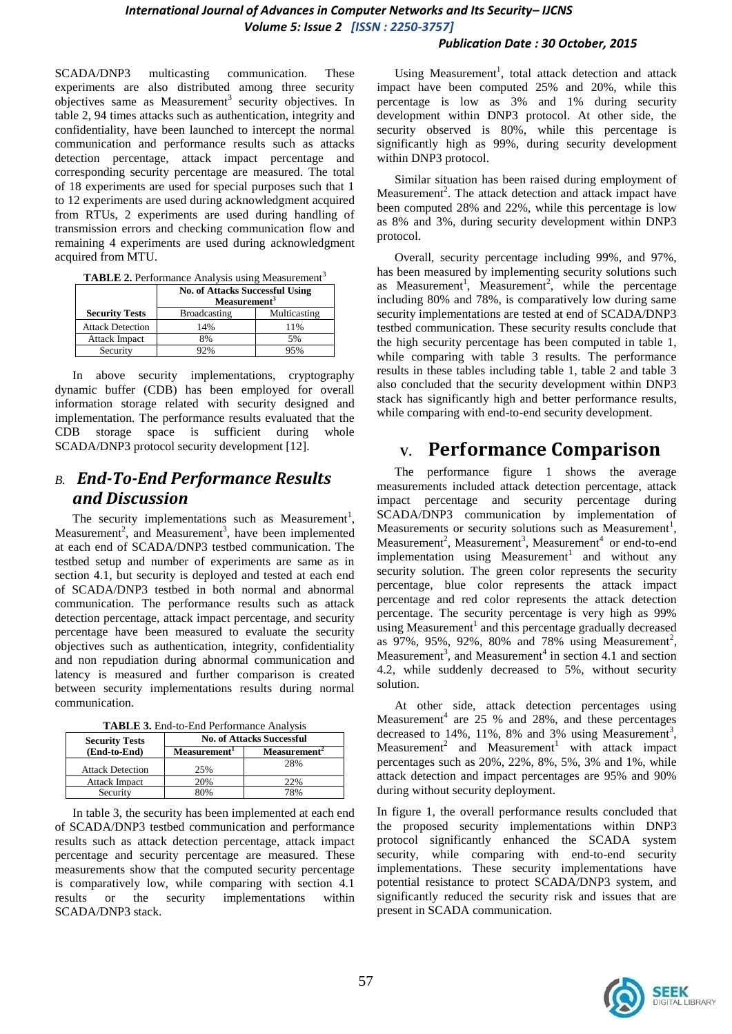SCADA/DNP3 multicasting communication. These experiments are also distributed among three security objectives same as Measurement[3] security objectives. In table 2, 94 times attacks such as authentication, integrity and confidentiality, have been launched to intercept the normal communication and performance results such as attacks detection percentage, attack impact percentage and corresponding security percentage are measured. The total of 18 experiments are used for special purposes such that 1 to 12 experiments are used during acknowledgment acquired from RTUs, 2 experiments are used during handling of transmission errors and checking communication flow and remaining 4 experiments are used during acknowledgment acquired from MTU.

**TABLE 2.** Performance Analysis using Measurement[3]

| Security Tests | No. of Attacks Successful Using Measurement[3] | |
|---|---|---|
| | Broadcasting | Multicasting |
| Attack Detection | 14% | 11% |
| Attack Impact | 8% | 5% |
| Security | 92% | 95% |

In above security implementations, cryptography dynamic buffer (CDB) has been employed for overall information storage related with security designed and implementation. The performance results evaluated that the CDB storage space is sufficient during whole SCADA/DNP3 protocol security development [12].

## *B. End-To-End Performance Results and Discussion*

The security implementations such as Measurement[1], Measurement[2], and Measurement[3], have been implemented at each end of SCADA/DNP3 testbed communication. The testbed setup and number of experiments are same as in section 4.1, but security is deployed and tested at each end of SCADA/DNP3 testbed in both normal and abnormal communication. The performance results such as attack detection percentage, attack impact percentage, and security percentage have been measured to evaluate the security objectives such as authentication, integrity, confidentiality and non repudiation during abnormal communication and latency is measured and further comparison is created between security implementations results during normal communication.

**TABLE 3.** End-to-End Performance Analysis

| Security Tests (End-to-End) | No. of Attacks Successful | |
|---|---|---|
| | Measurement[1] | Measurement[2] |
| Attack Detection | 25% | 28% |
| Attack Impact | 20% | 22% |
| Security | 80% | 78% |

In table 3, the security has been implemented at each end of SCADA/DNP3 testbed communication and performance results such as attack detection percentage, attack impact percentage and security percentage are measured. These measurements show that the computed security percentage is comparatively low, while comparing with section 4.1 results or the security implementations within SCADA/DNP3 stack.

Using Measurement[1], total attack detection and attack impact have been computed 25% and 20%, while this percentage is low as 3% and 1% during security development within DNP3 protocol. At other side, the security observed is 80%, while this percentage is significantly high as 99%, during security development within DNP3 protocol.

Similar situation has been raised during employment of Measurement[2]. The attack detection and attack impact have been computed 28% and 22%, while this percentage is low as 8% and 3%, during security development within DNP3 protocol.

Overall, security percentage including 99%, and 97%, has been measured by implementing security solutions such as Measurement[1], Measurement[2], while the percentage including 80% and 78%, is comparatively low during same security implementations are tested at end of SCADA/DNP3 testbed communication. These security results conclude that the high security percentage has been computed in table 1, while comparing with table 3 results. The performance results in these tables including table 1, table 2 and table 3 also concluded that the security development within DNP3 stack has significantly high and better performance results, while comparing with end-to-end security development.

# V. Performance Comparison

The performance figure 1 shows the average measurements included attack detection percentage, attack impact percentage and security percentage during SCADA/DNP3 communication by implementation of Measurements or security solutions such as Measurement[1], Measurement[2], Measurement[3], Measurement[4] or end-to-end implementation using Measurement[1] and without any security solution. The green color represents the security percentage, blue color represents the attack impact percentage and red color represents the attack detection percentage. The security percentage is very high as 99% using Measurement[1] and this percentage gradually decreased as 97%, 95%, 92%, 80% and 78% using Measurement[2], Measurement[3], and Measurement[4] in section 4.1 and section 4.2, while suddenly decreased to 5%, without security solution.

At other side, attack detection percentages using Measurement[4] are 25 % and 28%, and these percentages decreased to 14%, 11%, 8% and 3% using Measurement[3], Measurement[2] and Measurement[1] with attack impact percentages such as 20%, 22%, 8%, 5%, 3% and 1%, while attack detection and impact percentages are 95% and 90% during without security deployment.

In figure 1, the overall performance results concluded that the proposed security implementations within DNP3 protocol significantly enhanced the SCADA system security, while comparing with end-to-end security implementations. These security implementations have potential resistance to protect SCADA/DNP3 system, and significantly reduced the security risk and issues that are present in SCADA communication.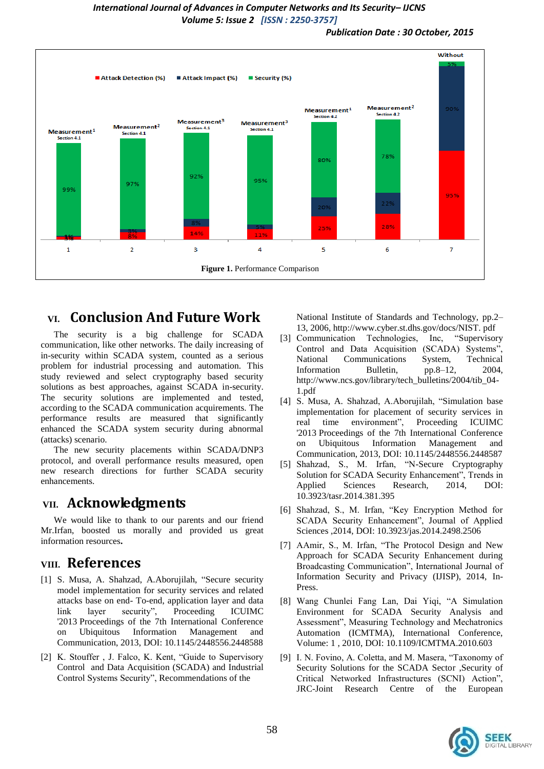Figure 1. Performance Comparison

## VI. Conclusion And Future Work

The security is a big challenge for SCADA communication, like other networks. The daily increasing of in-security within SCADA system, counted as a serious problem for industrial processing and automation. This study reviewed and select cryptography based security solutions as best approaches, against SCADA in-security. The security solutions are implemented and tested, according to the SCADA communication acquirements. The performance results are measured that significantly enhanced the SCADA system security during abnormal (attacks) scenario.

The new security placements within SCADA/DNP3 protocol, and overall performance results measured, open new research directions for further SCADA security enhancements.

## VII. Acknowledgments

We would like to thank to our parents and our friend Mr.Irfan, boosted us morally and provided us great information resources.

## VIII. References

[1] S. Musa, A. Shahzad, A.Aborujilah, "Secure security model implementation for security services and related attacks base on end- To-end, application layer and data link layer security", Proceeding ICUIMC '2013 Proceedings of the 7th International Conference on Ubiquitous Information Management and Communication, 2013, DOI: 10.1145/2448556.2448588

[2] K. Stouffer , J. Falco, K. Kent, "Guide to Supervisory Control and Data Acquisition (SCADA) and Industrial Control Systems Security", Recommendations of the National Institute of Standards and Technology, pp.2–13, 2006, http://www.cyber.st.dhs.gov/docs/NIST. pdf

[3] Communication Technologies, Inc, "Supervisory Control and Data Acquisition (SCADA) Systems", National Communications System, Technical Information Bulletin, pp.8–12, 2004, http://www.ncs.gov/library/tech_bulletins/2004/tib_04-1.pdf

[4] S. Musa, A. Shahzad, A.Aborujilah, "Simulation base implementation for placement of security services in real time environment", Proceeding ICUIMC '2013 Proceedings of the 7th International Conference on Ubiquitous Information Management and Communication, 2013, DOI: 10.1145/2448556.2448587

[5] Shahzad, S., M. Irfan, "N-Secure Cryptography Solution for SCADA Security Enhancement", Trends in Applied Sciences Research, 2014, DOI: 10.3923/tasr.2014.381.395

[6] Shahzad, S., M. Irfan, "Key Encryption Method for SCADA Security Enhancement", Journal of Applied Sciences ,2014, DOI: 10.3923/jas.2014.2498.2506

[7] AAmir, S., M. Irfan, "The Protocol Design and New Approach for SCADA Security Enhancement during Broadcasting Communication", International Journal of Information Security and Privacy (IJISP), 2014, In-Press.

[8] Wang Chunlei Fang Lan, Dai Yiqi, "A Simulation Environment for SCADA Security Analysis and Assessment", Measuring Technology and Mechatronics Automation (ICMTMA), International Conference, Volume: 1 , 2010, DOI: 10.1109/ICMTMA.2010.603

[9] I. N. Fovino, A. Coletta, and M. Masera, "Taxonomy of Security Solutions for the SCADA Sector ,Security of Critical Networked Infrastructures (SCNI) Action", JRC-Joint Research Centre of the European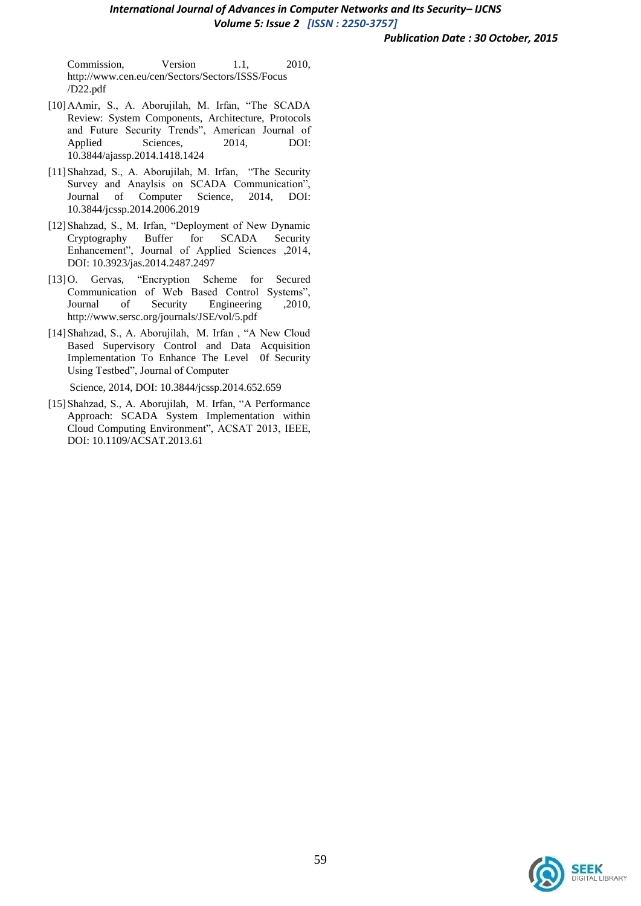Commission, Version 1.1, 2010, http://www.cen.eu/cen/Sectors/Sectors/ISSS/Focus/D22.pdf

[10] AAmir, S., A. Aborujilah, M. Irfan, "The SCADA Review: System Components, Architecture, Protocols and Future Security Trends", American Journal of Applied Sciences, 2014, DOI: 10.3844/ajassp.2014.1418.1424

[11] Shahzad, S., A. Aborujilah, M. Irfan, "The Security Survey and Anaylsis on SCADA Communication", Journal of Computer Science, 2014, DOI: 10.3844/jcssp.2014.2006.2019

[12] Shahzad, S., M. Irfan, "Deployment of New Dynamic Cryptography Buffer for SCADA Security Enhancement", Journal of Applied Sciences ,2014, DOI: 10.3923/jas.2014.2487.2497

[13] O. Gervas, "Encryption Scheme for Secured Communication of Web Based Control Systems", Journal of Security Engineering ,2010, http://www.sersc.org/journals/JSE/vol/5.pdf

[14] Shahzad, S., A. Aborujilah, M. Irfan , "A New Cloud Based Supervisory Control and Data Acquisition Implementation To Enhance The Level 0f Security Using Testbed", Journal of Computer Science, 2014, DOI: 10.3844/jcssp.2014.652.659

[15] Shahzad, S., A. Aborujilah, M. Irfan, "A Performance Approach: SCADA System Implementation within Cloud Computing Environment", ACSAT 2013, IEEE, DOI: 10.1109/ACSAT.2013.61